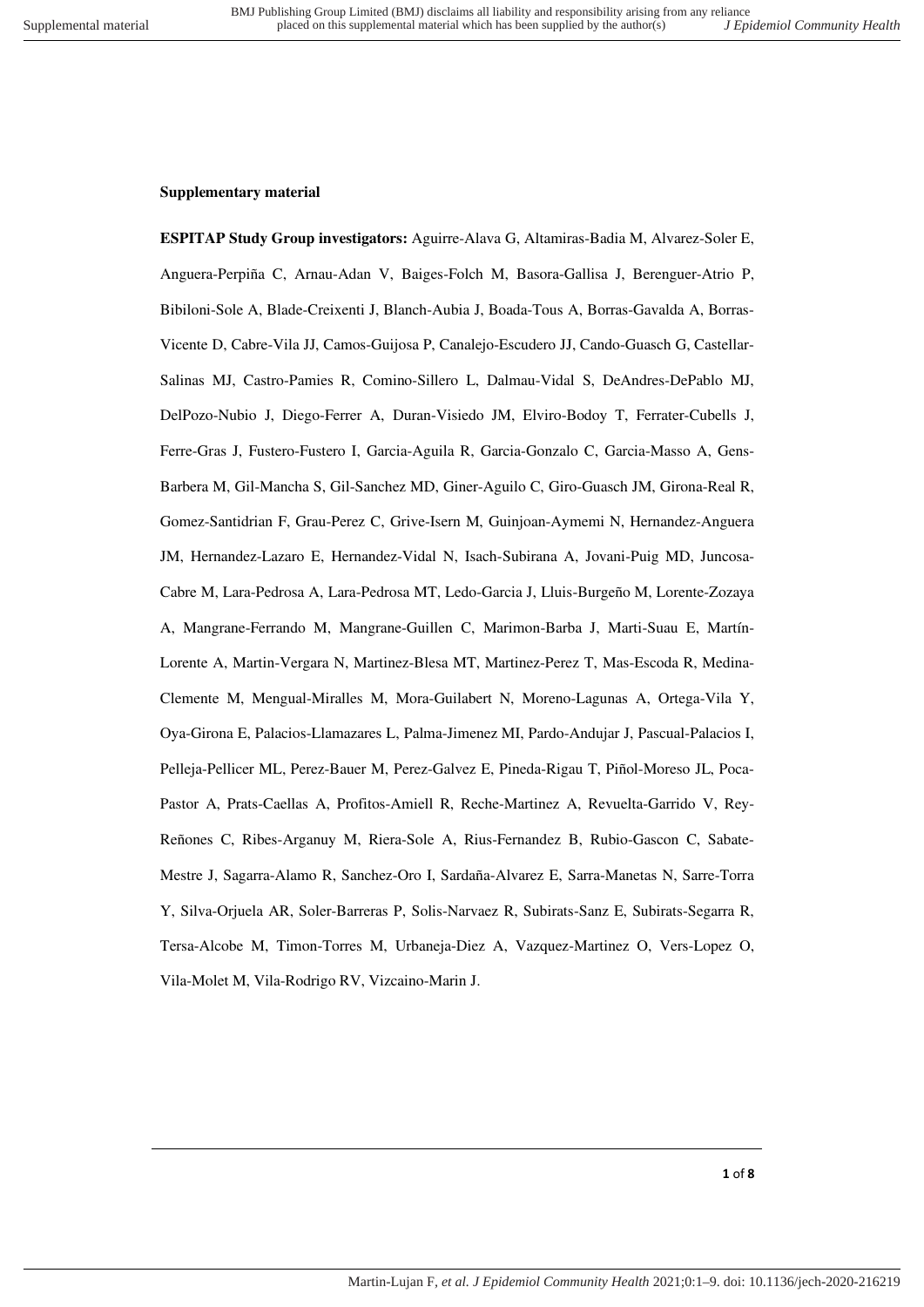**Supplementary material**

**ESPITAP Study Group investigators:** Aguirre-Alava G, Altamiras-Badia M, Alvarez-Soler E, Anguera-Perpiña C, Arnau-Adan V, Baiges-Folch M, Basora-Gallisa J, Berenguer-Atrio P, Bibiloni-Sole A, Blade-Creixenti J, Blanch-Aubia J, Boada-Tous A, Borras-Gavalda A, Borras-Vicente D, Cabre-Vila JJ, Camos-Guijosa P, Canalejo-Escudero JJ, Cando-Guasch G, Castellar-Salinas MJ, Castro-Pamies R, Comino-Sillero L, Dalmau-Vidal S, DeAndres-DePablo MJ, DelPozo-Nubio J, Diego-Ferrer A, Duran-Visiedo JM, Elviro-Bodoy T, Ferrater-Cubells J, Ferre-Gras J, Fustero-Fustero I, Garcia-Aguila R, Garcia-Gonzalo C, Garcia-Masso A, Gens-Barbera M, Gil-Mancha S, Gil-Sanchez MD, Giner-Aguilo C, Giro-Guasch JM, Girona-Real R, Gomez-Santidrian F, Grau-Perez C, Grive-Isern M, Guinjoan-Aymemi N, Hernandez-Anguera JM, Hernandez-Lazaro E, Hernandez-Vidal N, Isach-Subirana A, Jovani-Puig MD, Juncosa-Cabre M, Lara-Pedrosa A, Lara-Pedrosa MT, Ledo-Garcia J, Lluis-Burgeño M, Lorente-Zozaya A, Mangrane-Ferrando M, Mangrane-Guillen C, Marimon-Barba J, Marti-Suau E, Martín-Lorente A, Martin-Vergara N, Martinez-Blesa MT, Martinez-Perez T, Mas-Escoda R, Medina-Clemente M, Mengual-Miralles M, Mora-Guilabert N, Moreno-Lagunas A, Ortega-Vila Y, Oya-Girona E, Palacios-Llamazares L, Palma-Jimenez MI, Pardo-Andujar J, Pascual-Palacios I, Pelleja-Pellicer ML, Perez-Bauer M, Perez-Galvez E, Pineda-Rigau T, Piñol-Moreso JL, Poca-Pastor A, Prats-Caellas A, Profitos-Amiell R, Reche-Martinez A, Revuelta-Garrido V, Rey-Reñones C, Ribes-Arganuy M, Riera-Sole A, Rius-Fernandez B, Rubio-Gascon C, Sabate-Mestre J, Sagarra-Alamo R, Sanchez-Oro I, Sardaña-Alvarez E, Sarra-Manetas N, Sarre-Torra Y, Silva-Orjuela AR, Soler-Barreras P, Solis-Narvaez R, Subirats-Sanz E, Subirats-Segarra R, Tersa-Alcobe M, Timon-Torres M, Urbaneja-Diez A, Vazquez-Martinez O, Vers-Lopez O, Vila-Molet M, Vila-Rodrigo RV, Vizcaino-Marin J.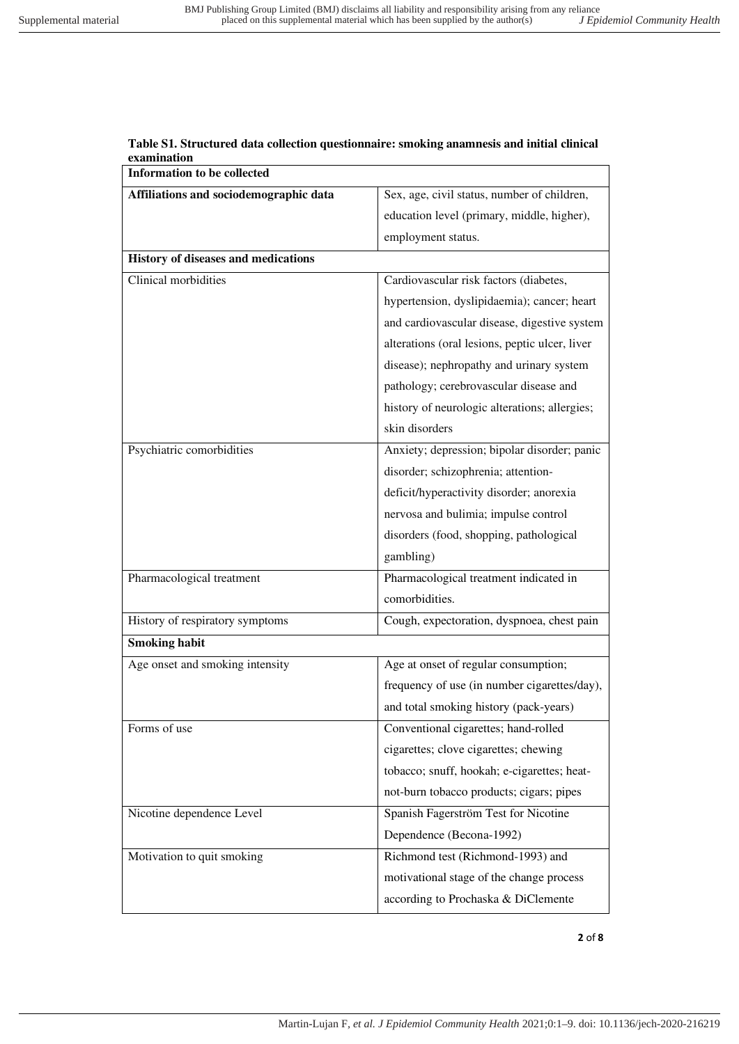**Table S1. Structured data collection questionnaire: smoking anamnesis and initial clinical examination**

| Information to be collected | |
|---|---|
| **Affiliations and sociodemographic data** | Sex, age, civil status, number of children, education level (primary, middle, higher), employment status. |
| **History of diseases and medications** | |
| Clinical morbidities | Cardiovascular risk factors (diabetes, hypertension, dyslipidaemia); cancer; heart and cardiovascular disease, digestive system alterations (oral lesions, peptic ulcer, liver disease); nephropathy and urinary system pathology; cerebrovascular disease and history of neurologic alterations; allergies; skin disorders |
| Psychiatric comorbidities | Anxiety; depression; bipolar disorder; panic disorder; schizophrenia; attention-deficit/hyperactivity disorder; anorexia nervosa and bulimia; impulse control disorders (food, shopping, pathological gambling) |
| Pharmacological treatment | Pharmacological treatment indicated in comorbidities. |
| History of respiratory symptoms | Cough, expectoration, dyspnoea, chest pain |
| **Smoking habit** | |
| Age onset and smoking intensity | Age at onset of regular consumption; frequency of use (in number cigarettes/day), and total smoking history (pack-years) |
| Forms of use | Conventional cigarettes; hand-rolled cigarettes; clove cigarettes; chewing tobacco; snuff, hookah; e-cigarettes; heat-not-burn tobacco products; cigars; pipes |
| Nicotine dependence Level | Spanish Fagerström Test for Nicotine Dependence (Becona-1992) |
| Motivation to quit smoking | Richmond test (Richmond-1993) and motivational stage of the change process according to Prochaska & DiClemente |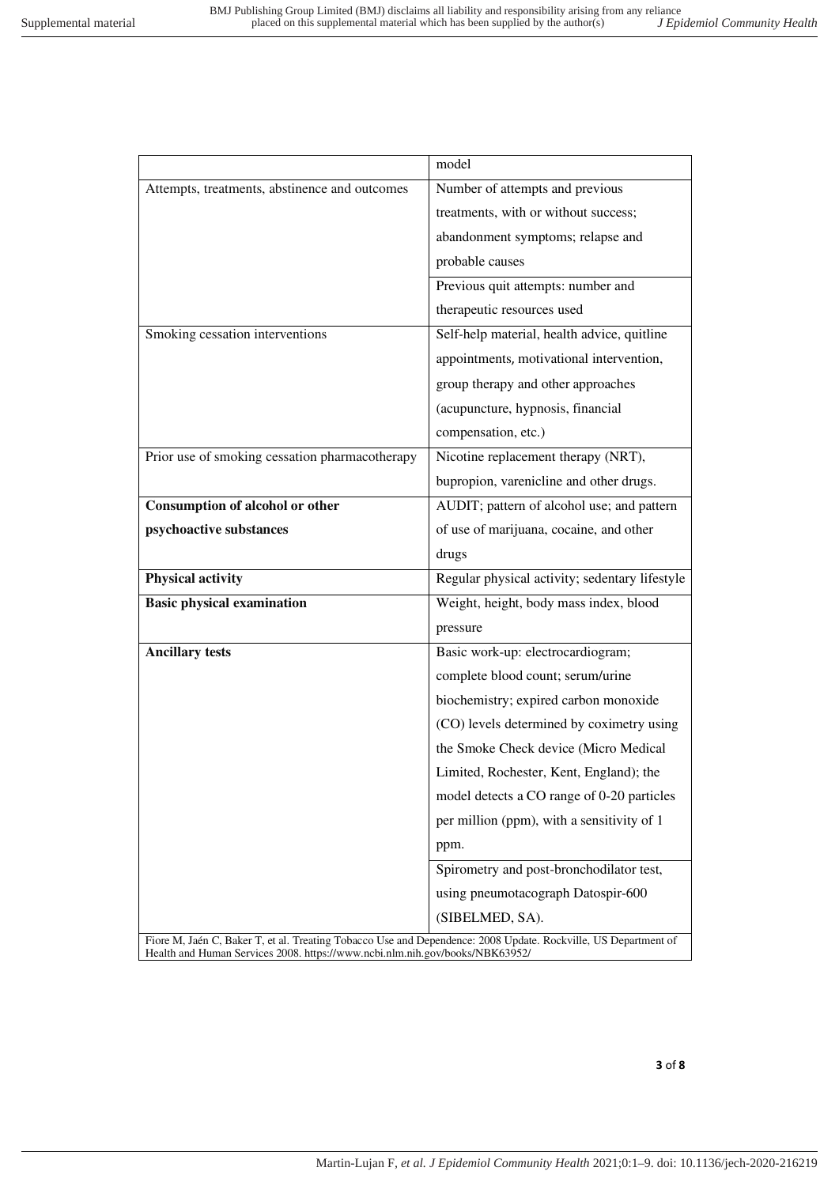| | |
|---|---|
| | model |
| Attempts, treatments, abstinence and outcomes | Number of attempts and previous treatments, with or without success; abandonment symptoms; relapse and probable causes |
| | Previous quit attempts: number and therapeutic resources used |
| Smoking cessation interventions | Self-help material, health advice, quitline appointments, motivational intervention, group therapy and other approaches (acupuncture, hypnosis, financial compensation, etc.) |
| Prior use of smoking cessation pharmacotherapy | Nicotine replacement therapy (NRT), bupropion, varenicline and other drugs. |
| **Consumption of alcohol or other psychoactive substances** | AUDIT; pattern of alcohol use; and pattern of use of marijuana, cocaine, and other drugs |
| **Physical activity** | Regular physical activity; sedentary lifestyle |
| **Basic physical examination** | Weight, height, body mass index, blood pressure |
| **Ancillary tests** | Basic work-up: electrocardiogram; complete blood count; serum/urine biochemistry; expired carbon monoxide (CO) levels determined by coximetry using the Smoke Check device (Micro Medical Limited, Rochester, Kent, England); the model detects a CO range of 0-20 particles per million (ppm), with a sensitivity of 1 ppm. |
| | Spirometry and post-bronchodilator test, using pneumotacograph Datospir-600 (SIBELMED, SA). |

Fiore M, Jaén C, Baker T, et al. Treating Tobacco Use and Dependence: 2008 Update. Rockville, US Department of Health and Human Services 2008. https://www.ncbi.nlm.nih.gov/books/NBK63952/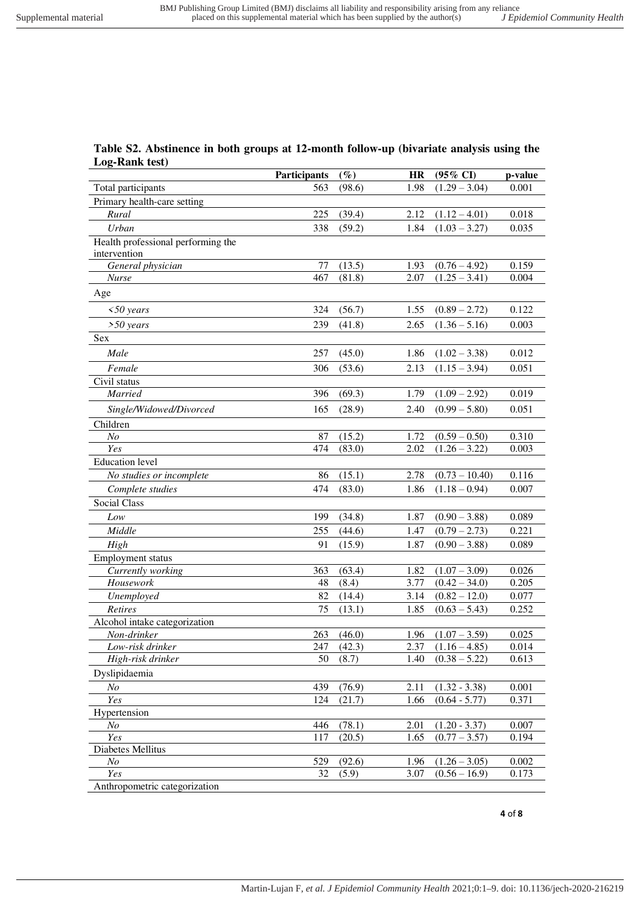**Table S2. Abstinence in both groups at 12-month follow-up (bivariate analysis using the Log-Rank test)**

| | Participants | (%) | HR | (95% CI) | p-value |
|---|---|---|---|---|---|
| Total participants | 563 | (98.6) | 1.98 | (1.29 – 3.04) | 0.001 |
| Primary health-care setting | | | | | |
| *Rural* | 225 | (39.4) | 2.12 | (1.12 – 4.01) | 0.018 |
| *Urban* | 338 | (59.2) | 1.84 | (1.03 – 3.27) | 0.035 |
| Health professional performing the intervention | | | | | |
| *General physician* | 77 | (13.5) | 1.93 | (0.76 – 4.92) | 0.159 |
| *Nurse* | 467 | (81.8) | 2.07 | (1.25 – 3.41) | 0.004 |
| Age | | | | | |
| *<50 years* | 324 | (56.7) | 1.55 | (0.89 – 2.72) | 0.122 |
| *>50 years* | 239 | (41.8) | 2.65 | (1.36 – 5.16) | 0.003 |
| Sex | | | | | |
| *Male* | 257 | (45.0) | 1.86 | (1.02 – 3.38) | 0.012 |
| *Female* | 306 | (53.6) | 2.13 | (1.15 – 3.94) | 0.051 |
| Civil status | | | | | |
| *Married* | 396 | (69.3) | 1.79 | (1.09 – 2.92) | 0.019 |
| *Single/Widowed/Divorced* | 165 | (28.9) | 2.40 | (0.99 – 5.80) | 0.051 |
| Children | | | | | |
| *No* | 87 | (15.2) | 1.72 | (0.59 – 0.50) | 0.310 |
| *Yes* | 474 | (83.0) | 2.02 | (1.26 – 3.22) | 0.003 |
| Education level | | | | | |
| *No studies or incomplete* | 86 | (15.1) | 2.78 | (0.73 – 10.40) | 0.116 |
| *Complete studies* | 474 | (83.0) | 1.86 | (1.18 – 0.94) | 0.007 |
| Social Class | | | | | |
| *Low* | 199 | (34.8) | 1.87 | (0.90 – 3.88) | 0.089 |
| *Middle* | 255 | (44.6) | 1.47 | (0.79 – 2.73) | 0.221 |
| *High* | 91 | (15.9) | 1.87 | (0.90 – 3.88) | 0.089 |
| Employment status | | | | | |
| *Currently working* | 363 | (63.4) | 1.82 | (1.07 – 3.09) | 0.026 |
| *Housework* | 48 | (8.4) | 3.77 | (0.42 – 34.0) | 0.205 |
| *Unemployed* | 82 | (14.4) | 3.14 | (0.82 – 12.0) | 0.077 |
| *Retires* | 75 | (13.1) | 1.85 | (0.63 – 5.43) | 0.252 |
| Alcohol intake categorization | | | | | |
| *Non-drinker* | 263 | (46.0) | 1.96 | (1.07 – 3.59) | 0.025 |
| *Low-risk drinker* | 247 | (42.3) | 2.37 | (1.16 – 4.85) | 0.014 |
| *High-risk drinker* | 50 | (8.7) | 1.40 | (0.38 – 5.22) | 0.613 |
| Dyslipidaemia | | | | | |
| *No* | 439 | (76.9) | 2.11 | (1.32 - 3.38) | 0.001 |
| *Yes* | 124 | (21.7) | 1.66 | (0.64 - 5.77) | 0.371 |
| Hypertension | | | | | |
| *No* | 446 | (78.1) | 2.01 | (1.20 - 3.37) | 0.007 |
| *Yes* | 117 | (20.5) | 1.65 | (0.77 – 3.57) | 0.194 |
| Diabetes Mellitus | | | | | |
| *No* | 529 | (92.6) | 1.96 | (1.26 – 3.05) | 0.002 |
| *Yes* | 32 | (5.9) | 3.07 | (0.56 – 16.9) | 0.173 |
| Anthropometric categorization | | | | | |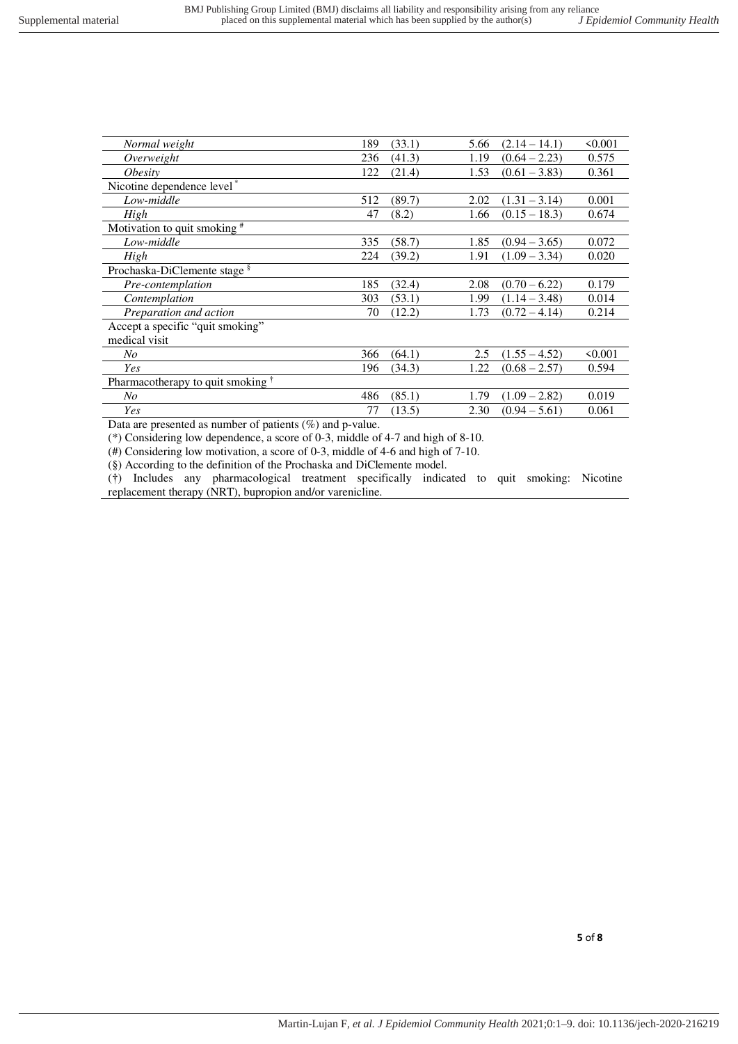| | | | | | |
|---|---|---|---|---|---|
| *Normal weight* | 189 | (33.1) | 5.66 | (2.14 – 14.1) | <0.001 |
| *Overweight* | 236 | (41.3) | 1.19 | (0.64 – 2.23) | 0.575 |
| *Obesity* | 122 | (21.4) | 1.53 | (0.61 – 3.83) | 0.361 |
| Nicotine dependence level [*] | | | | | |
| *Low-middle* | 512 | (89.7) | 2.02 | (1.31 – 3.14) | 0.001 |
| *High* | 47 | (8.2) | 1.66 | (0.15 – 18.3) | 0.674 |
| Motivation to quit smoking [#] | | | | | |
| *Low-middle* | 335 | (58.7) | 1.85 | (0.94 – 3.65) | 0.072 |
| *High* | 224 | (39.2) | 1.91 | (1.09 – 3.34) | 0.020 |
| Prochaska-DiClemente stage [§] | | | | | |
| *Pre-contemplation* | 185 | (32.4) | 2.08 | (0.70 – 6.22) | 0.179 |
| *Contemplation* | 303 | (53.1) | 1.99 | (1.14 – 3.48) | 0.014 |
| *Preparation and action* | 70 | (12.2) | 1.73 | (0.72 – 4.14) | 0.214 |
| Accept a specific "quit smoking" medical visit | | | | | |
| *No* | 366 | (64.1) | 2.5 | (1.55 – 4.52) | <0.001 |
| *Yes* | 196 | (34.3) | 1.22 | (0.68 – 2.57) | 0.594 |
| Pharmacotherapy to quit smoking [†] | | | | | |
| *No* | 486 | (85.1) | 1.79 | (1.09 – 2.82) | 0.019 |
| *Yes* | 77 | (13.5) | 2.30 | (0.94 – 5.61) | 0.061 |

Data are presented as number of patients (%) and p-value.

(*) Considering low dependence, a score of 0-3, middle of 4-7 and high of 8-10.

(#) Considering low motivation, a score of 0-3, middle of 4-6 and high of 7-10.

(§) According to the definition of the Prochaska and DiClemente model.

(†) Includes any pharmacological treatment specifically indicated to quit smoking: Nicotine replacement therapy (NRT), bupropion and/or varenicline.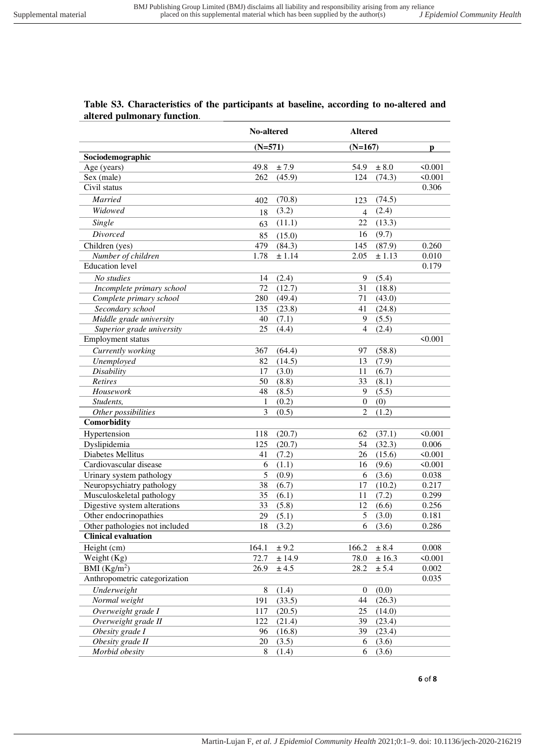**Table S3. Characteristics of the participants at baseline, according to no-altered and altered pulmonary function.**

| | No-altered | | Altered | | |
|---|---|---|---|---|---|
| | (N=571) | | (N=167) | | p |
| **Sociodemographic** | | | | | |
| Age (years) | 49.8 | ± 7.9 | 54.9 | ± 8.0 | <0.001 |
| Sex (male) | 262 | (45.9) | 124 | (74.3) | <0.001 |
| Civil status | | | | | 0.306 |
| *Married* | 402 | (70.8) | 123 | (74.5) | |
| *Widowed* | 18 | (3.2) | 4 | (2.4) | |
| *Single* | 63 | (11.1) | 22 | (13.3) | |
| *Divorced* | 85 | (15.0) | 16 | (9.7) | |
| Children (yes) | 479 | (84.3) | 145 | (87.9) | 0.260 |
| *Number of children* | 1.78 | ± 1.14 | 2.05 | ± 1.13 | 0.010 |
| Education level | | | | | 0.179 |
| *No studies* | 14 | (2.4) | 9 | (5.4) | |
| *Incomplete primary school* | 72 | (12.7) | 31 | (18.8) | |
| *Complete primary school* | 280 | (49.4) | 71 | (43.0) | |
| *Secondary school* | 135 | (23.8) | 41 | (24.8) | |
| *Middle grade university* | 40 | (7.1) | 9 | (5.5) | |
| *Superior grade university* | 25 | (4.4) | 4 | (2.4) | |
| Employment status | | | | | <0.001 |
| *Currently working* | 367 | (64.4) | 97 | (58.8) | |
| *Unemployed* | 82 | (14.5) | 13 | (7.9) | |
| *Disability* | 17 | (3.0) | 11 | (6.7) | |
| *Retires* | 50 | (8.8) | 33 | (8.1) | |
| *Housework* | 48 | (8.5) | 9 | (5.5) | |
| *Students,* | 1 | (0.2) | 0 | (0) | |
| *Other possibilities* | 3 | (0.5) | 2 | (1.2) | |
| **Comorbidity** | | | | | |
| Hypertension | 118 | (20.7) | 62 | (37.1) | <0.001 |
| Dyslipidemia | 125 | (20.7) | 54 | (32.3) | 0.006 |
| Diabetes Mellitus | 41 | (7.2) | 26 | (15.6) | <0.001 |
| Cardiovascular disease | 6 | (1.1) | 16 | (9.6) | <0.001 |
| Urinary system pathology | 5 | (0.9) | 6 | (3.6) | 0.038 |
| Neuropsychiatry pathology | 38 | (6.7) | 17 | (10.2) | 0.217 |
| Musculoskeletal pathology | 35 | (6.1) | 11 | (7.2) | 0.299 |
| Digestive system alterations | 33 | (5.8) | 12 | (6.6) | 0.256 |
| Other endocrinopathies | 29 | (5.1) | 5 | (3.0) | 0.181 |
| Other pathologies not included | 18 | (3.2) | 6 | (3.6) | 0.286 |
| **Clinical evaluation** | | | | | |
| Height (cm) | 164.1 | ± 9.2 | 166.2 | ± 8.4 | 0.008 |
| Weight (Kg) | 72.7 | ± 14.9 | 78.0 | ± 16.3 | <0.001 |
| BMI (Kg/m$^2$) | 26.9 | ± 4.5 | 28.2 | ± 5.4 | 0.002 |
| Anthropometric categorization | | | | | 0.035 |
| *Underweight* | 8 | (1.4) | 0 | (0.0) | |
| *Normal weight* | 191 | (33.5) | 44 | (26.3) | |
| *Overweight grade I* | 117 | (20.5) | 25 | (14.0) | |
| *Overweight grade II* | 122 | (21.4) | 39 | (23.4) | |
| *Obesity grade I* | 96 | (16.8) | 39 | (23.4) | |
| *Obesity grade II* | 20 | (3.5) | 6 | (3.6) | |
| *Morbid obesity* | 8 | (1.4) | 6 | (3.6) | |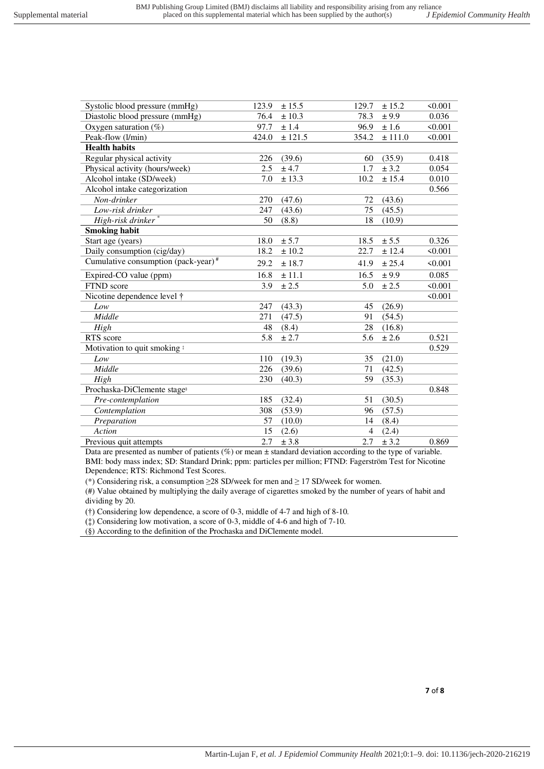| | | | | | |
|---|---|---|---|---|---|
| Systolic blood pressure (mmHg) | 123.9 | ± 15.5 | 129.7 | ± 15.2 | <0.001 |
| Diastolic blood pressure (mmHg) | 76.4 | ± 10.3 | 78.3 | ± 9.9 | 0.036 |
| Oxygen saturation (%) | 97.7 | ± 1.4 | 96.9 | ± 1.6 | <0.001 |
| Peak-flow (l/min) | 424.0 | ± 121.5 | 354.2 | ± 111.0 | <0.001 |
| **Health habits** | | | | | |
| Regular physical activity | 226 | (39.6) | 60 | (35.9) | 0.418 |
| Physical activity (hours/week) | 2.5 | ± 4.7 | 1.7 | ± 3.2 | 0.054 |
| Alcohol intake (SD/week) | 7.0 | ± 13.3 | 10.2 | ± 15.4 | 0.010 |
| Alcohol intake categorization | | | | | 0.566 |
| *Non-drinker* | 270 | (47.6) | 72 | (43.6) | |
| *Low-risk drinker* | 247 | (43.6) | 75 | (45.5) | |
| *High-risk drinker* * | 50 | (8.8) | 18 | (10.9) | |
| **Smoking habit** | | | | | |
| Start age (years) | 18.0 | ± 5.7 | 18.5 | ± 5.5 | 0.326 |
| Daily consumption (cig/day) | 18.2 | ± 10.2 | 22.7 | ± 12.4 | <0.001 |
| Cumulative consumption (pack-year) # | 29.2 | ± 18.7 | 41.9 | ± 25.4 | <0.001 |
| Expired-CO value (ppm) | 16.8 | ± 11.1 | 16.5 | ± 9.9 | 0.085 |
| FTND score | 3.9 | ± 2.5 | 5.0 | ± 2.5 | <0.001 |
| Nicotine dependence level † | | | | | <0.001 |
| *Low* | 247 | (43.3) | 45 | (26.9) | |
| *Middle* | 271 | (47.5) | 91 | (54.5) | |
| *High* | 48 | (8.4) | 28 | (16.8) | |
| RTS score | 5.8 | ± 2.7 | 5.6 | ± 2.6 | 0.521 |
| Motivation to quit smoking ‡ | | | | | 0.529 |
| *Low* | 110 | (19.3) | 35 | (21.0) | |
| *Middle* | 226 | (39.6) | 71 | (42.5) | |
| *High* | 230 | (40.3) | 59 | (35.3) | |
| Prochaska-DiClemente stage§ | | | | | 0.848 |
| *Pre-contemplation* | 185 | (32.4) | 51 | (30.5) | |
| *Contemplation* | 308 | (53.9) | 96 | (57.5) | |
| *Preparation* | 57 | (10.0) | 14 | (8.4) | |
| *Action* | 15 | (2.6) | 4 | (2.4) | |
| Previous quit attempts | 2.7 | ± 3.8 | 2.7 | ± 3.2 | 0.869 |

Data are presented as number of patients (%) or mean ± standard deviation according to the type of variable. BMI: body mass index; SD: Standard Drink; ppm: particles per million; FTND: Fagerström Test for Nicotine Dependence; RTS: Richmond Test Scores.

(*) Considering risk, a consumption ≥28 SD/week for men and ≥ 17 SD/week for women.

(#) Value obtained by multiplying the daily average of cigarettes smoked by the number of years of habit and dividing by 20.

(†) Considering low dependence, a score of 0-3, middle of 4-7 and high of 8-10.

(‡) Considering low motivation, a score of 0-3, middle of 4-6 and high of 7-10.

(§) According to the definition of the Prochaska and DiClemente model.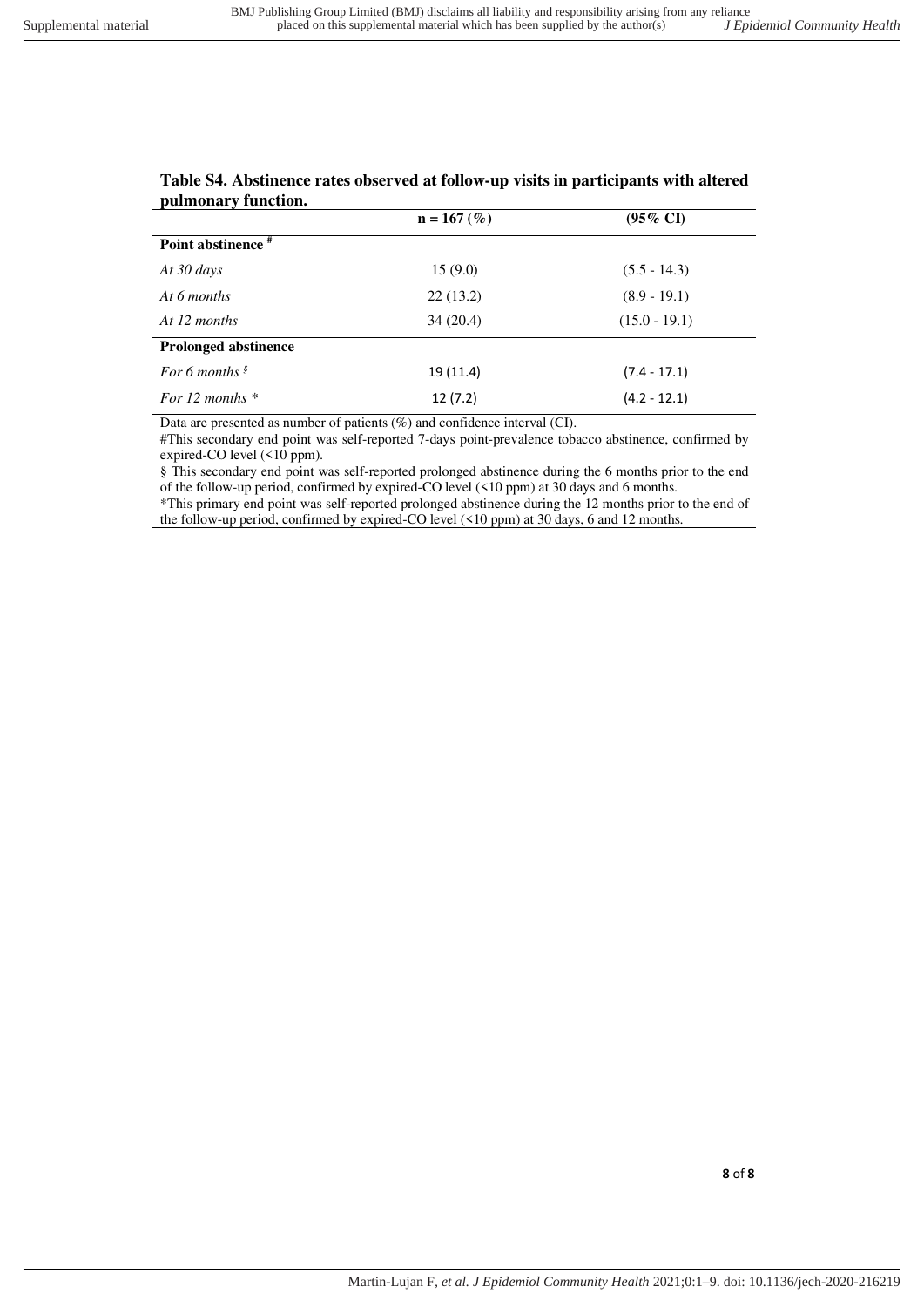**Table S4. Abstinence rates observed at follow-up visits in participants with altered pulmonary function.**

| | n = 167 (%) | (95% CI) |
|---|---|---|
| **Point abstinence** [#] | | |
| *At 30 days* | 15 (9.0) | (5.5 - 14.3) |
| *At 6 months* | 22 (13.2) | (8.9 - 19.1) |
| *At 12 months* | 34 (20.4) | (15.0 - 19.1) |
| **Prolonged abstinence** | | |
| *For 6 months* [§] | 19 (11.4) | (7.4 - 17.1) |
| *For 12 months* * | 12 (7.2) | (4.2 - 12.1) |

Data are presented as number of patients (%) and confidence interval (CI).

#This secondary end point was self-reported 7-days point-prevalence tobacco abstinence, confirmed by expired-CO level (<10 ppm).

§ This secondary end point was self-reported prolonged abstinence during the 6 months prior to the end of the follow-up period, confirmed by expired-CO level (<10 ppm) at 30 days and 6 months.

*This primary end point was self-reported prolonged abstinence during the 12 months prior to the end of the follow-up period, confirmed by expired-CO level (<10 ppm) at 30 days, 6 and 12 months.